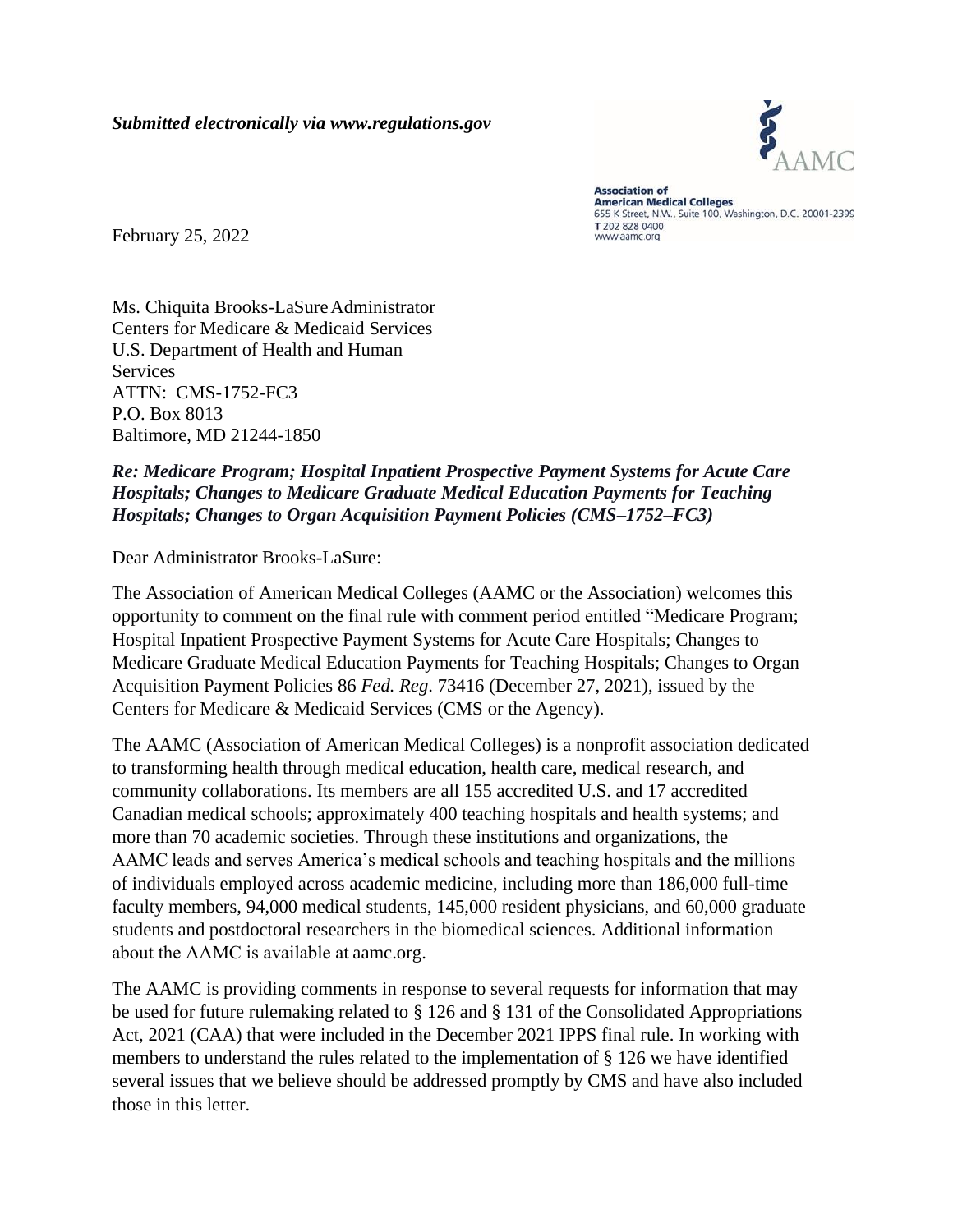***Submitted electronically via www.regulations.gov***

**Association of American Medical Colleges**
655 K Street, N.W., Suite 100, Washington, D.C. 20001-2399
T 202 828 0400
www.aamc.org

February 25, 2022

Ms. Chiquita Brooks-LaSure Administrator
Centers for Medicare & Medicaid Services
U.S. Department of Health and Human Services
ATTN: CMS-1752-FC3
P.O. Box 8013
Baltimore, MD 21244-1850

***Re: Medicare Program; Hospital Inpatient Prospective Payment Systems for Acute Care Hospitals; Changes to Medicare Graduate Medical Education Payments for Teaching Hospitals; Changes to Organ Acquisition Payment Policies (CMS–1752–FC3)***

Dear Administrator Brooks-LaSure:

The Association of American Medical Colleges (AAMC or the Association) welcomes this opportunity to comment on the final rule with comment period entitled "Medicare Program; Hospital Inpatient Prospective Payment Systems for Acute Care Hospitals; Changes to Medicare Graduate Medical Education Payments for Teaching Hospitals; Changes to Organ Acquisition Payment Policies 86 *Fed. Reg*. 73416 (December 27, 2021), issued by the Centers for Medicare & Medicaid Services (CMS or the Agency).

The AAMC (Association of American Medical Colleges) is a nonprofit association dedicated to transforming health through medical education, health care, medical research, and community collaborations. Its members are all 155 accredited U.S. and 17 accredited Canadian medical schools; approximately 400 teaching hospitals and health systems; and more than 70 academic societies. Through these institutions and organizations, the AAMC leads and serves America's medical schools and teaching hospitals and the millions of individuals employed across academic medicine, including more than 186,000 full-time faculty members, 94,000 medical students, 145,000 resident physicians, and 60,000 graduate students and postdoctoral researchers in the biomedical sciences. Additional information about the AAMC is available at aamc.org.

The AAMC is providing comments in response to several requests for information that may be used for future rulemaking related to § 126 and § 131 of the Consolidated Appropriations Act, 2021 (CAA) that were included in the December 2021 IPPS final rule. In working with members to understand the rules related to the implementation of § 126 we have identified several issues that we believe should be addressed promptly by CMS and have also included those in this letter.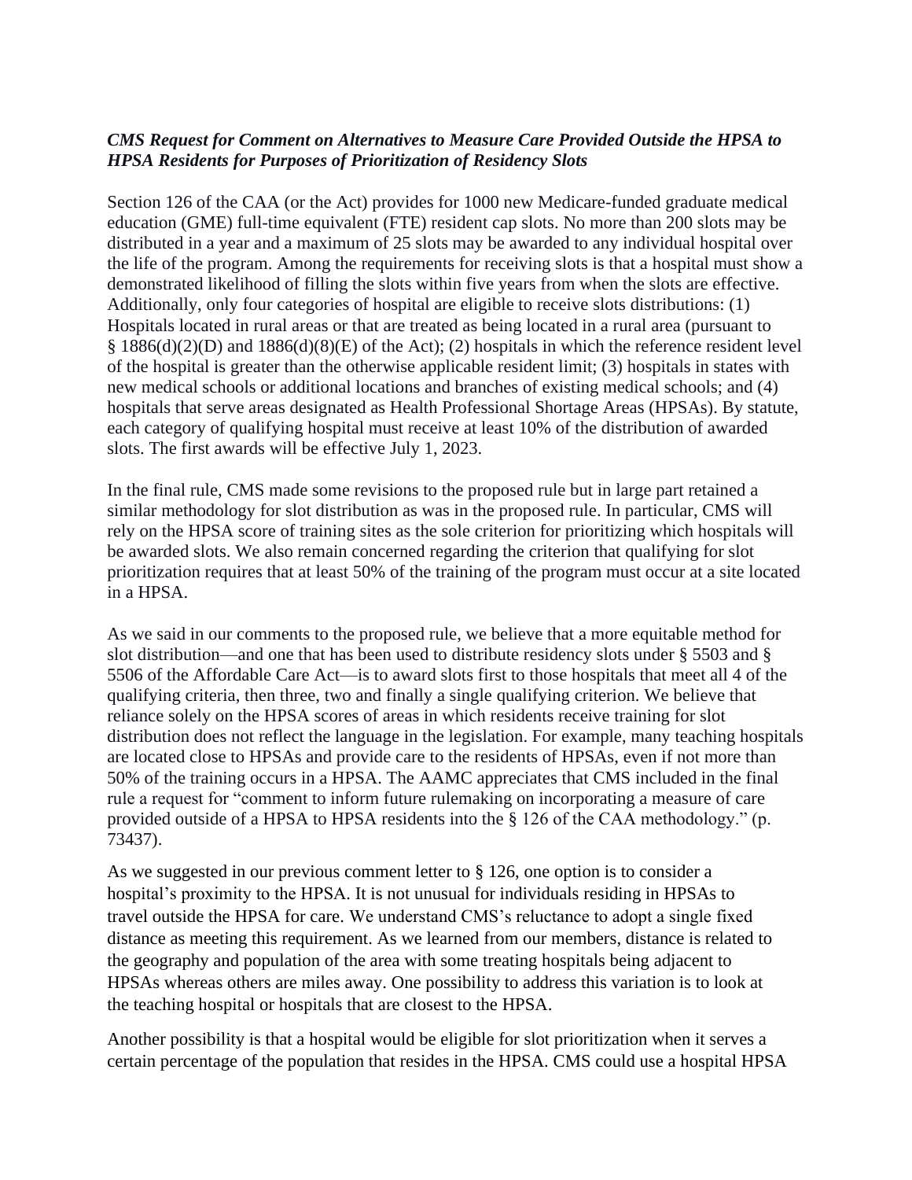***CMS Request for Comment on Alternatives to Measure Care Provided Outside the HPSA to HPSA Residents for Purposes of Prioritization of Residency Slots***

Section 126 of the CAA (or the Act) provides for 1000 new Medicare-funded graduate medical education (GME) full-time equivalent (FTE) resident cap slots. No more than 200 slots may be distributed in a year and a maximum of 25 slots may be awarded to any individual hospital over the life of the program. Among the requirements for receiving slots is that a hospital must show a demonstrated likelihood of filling the slots within five years from when the slots are effective. Additionally, only four categories of hospital are eligible to receive slots distributions: (1) Hospitals located in rural areas or that are treated as being located in a rural area (pursuant to § 1886(d)(2)(D) and 1886(d)(8)(E) of the Act); (2) hospitals in which the reference resident level of the hospital is greater than the otherwise applicable resident limit; (3) hospitals in states with new medical schools or additional locations and branches of existing medical schools; and (4) hospitals that serve areas designated as Health Professional Shortage Areas (HPSAs). By statute, each category of qualifying hospital must receive at least 10% of the distribution of awarded slots. The first awards will be effective July 1, 2023.

In the final rule, CMS made some revisions to the proposed rule but in large part retained a similar methodology for slot distribution as was in the proposed rule. In particular, CMS will rely on the HPSA score of training sites as the sole criterion for prioritizing which hospitals will be awarded slots. We also remain concerned regarding the criterion that qualifying for slot prioritization requires that at least 50% of the training of the program must occur at a site located in a HPSA.

As we said in our comments to the proposed rule, we believe that a more equitable method for slot distribution—and one that has been used to distribute residency slots under § 5503 and § 5506 of the Affordable Care Act—is to award slots first to those hospitals that meet all 4 of the qualifying criteria, then three, two and finally a single qualifying criterion. We believe that reliance solely on the HPSA scores of areas in which residents receive training for slot distribution does not reflect the language in the legislation. For example, many teaching hospitals are located close to HPSAs and provide care to the residents of HPSAs, even if not more than 50% of the training occurs in a HPSA. The AAMC appreciates that CMS included in the final rule a request for "comment to inform future rulemaking on incorporating a measure of care provided outside of a HPSA to HPSA residents into the § 126 of the CAA methodology." (p. 73437).

As we suggested in our previous comment letter to § 126, one option is to consider a hospital's proximity to the HPSA. It is not unusual for individuals residing in HPSAs to travel outside the HPSA for care. We understand CMS's reluctance to adopt a single fixed distance as meeting this requirement. As we learned from our members, distance is related to the geography and population of the area with some treating hospitals being adjacent to HPSAs whereas others are miles away. One possibility to address this variation is to look at the teaching hospital or hospitals that are closest to the HPSA.

Another possibility is that a hospital would be eligible for slot prioritization when it serves a certain percentage of the population that resides in the HPSA. CMS could use a hospital HPSA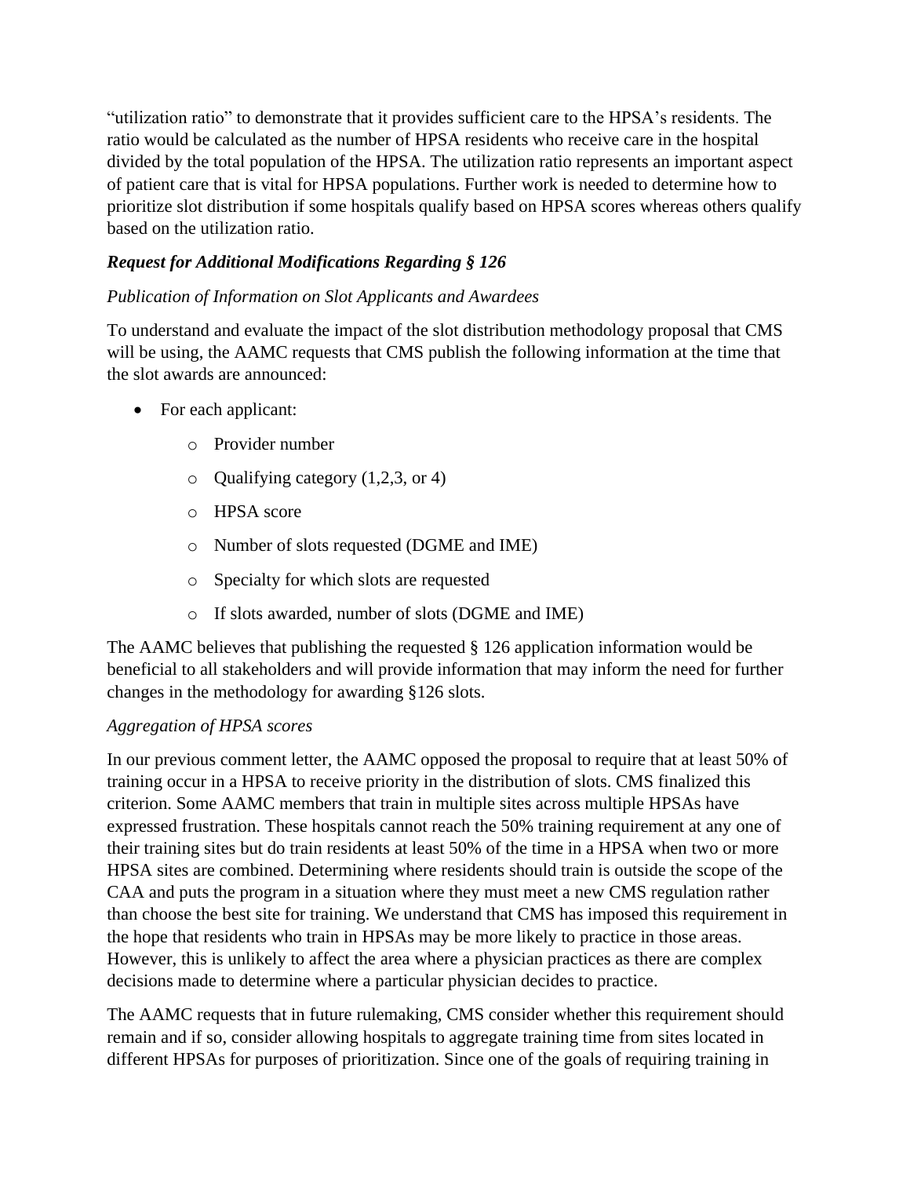"utilization ratio" to demonstrate that it provides sufficient care to the HPSA's residents. The ratio would be calculated as the number of HPSA residents who receive care in the hospital divided by the total population of the HPSA. The utilization ratio represents an important aspect of patient care that is vital for HPSA populations. Further work is needed to determine how to prioritize slot distribution if some hospitals qualify based on HPSA scores whereas others qualify based on the utilization ratio.

### *Request for Additional Modifications Regarding § 126*

*Publication of Information on Slot Applicants and Awardees*

To understand and evaluate the impact of the slot distribution methodology proposal that CMS will be using, the AAMC requests that CMS publish the following information at the time that the slot awards are announced:

- For each applicant:
    - Provider number
    - Qualifying category (1,2,3, or 4)
    - HPSA score
    - Number of slots requested (DGME and IME)
    - Specialty for which slots are requested
    - If slots awarded, number of slots (DGME and IME)

The AAMC believes that publishing the requested § 126 application information would be beneficial to all stakeholders and will provide information that may inform the need for further changes in the methodology for awarding §126 slots.

*Aggregation of HPSA scores*

In our previous comment letter, the AAMC opposed the proposal to require that at least 50% of training occur in a HPSA to receive priority in the distribution of slots. CMS finalized this criterion. Some AAMC members that train in multiple sites across multiple HPSAs have expressed frustration. These hospitals cannot reach the 50% training requirement at any one of their training sites but do train residents at least 50% of the time in a HPSA when two or more HPSA sites are combined. Determining where residents should train is outside the scope of the CAA and puts the program in a situation where they must meet a new CMS regulation rather than choose the best site for training. We understand that CMS has imposed this requirement in the hope that residents who train in HPSAs may be more likely to practice in those areas. However, this is unlikely to affect the area where a physician practices as there are complex decisions made to determine where a particular physician decides to practice.

The AAMC requests that in future rulemaking, CMS consider whether this requirement should remain and if so, consider allowing hospitals to aggregate training time from sites located in different HPSAs for purposes of prioritization. Since one of the goals of requiring training in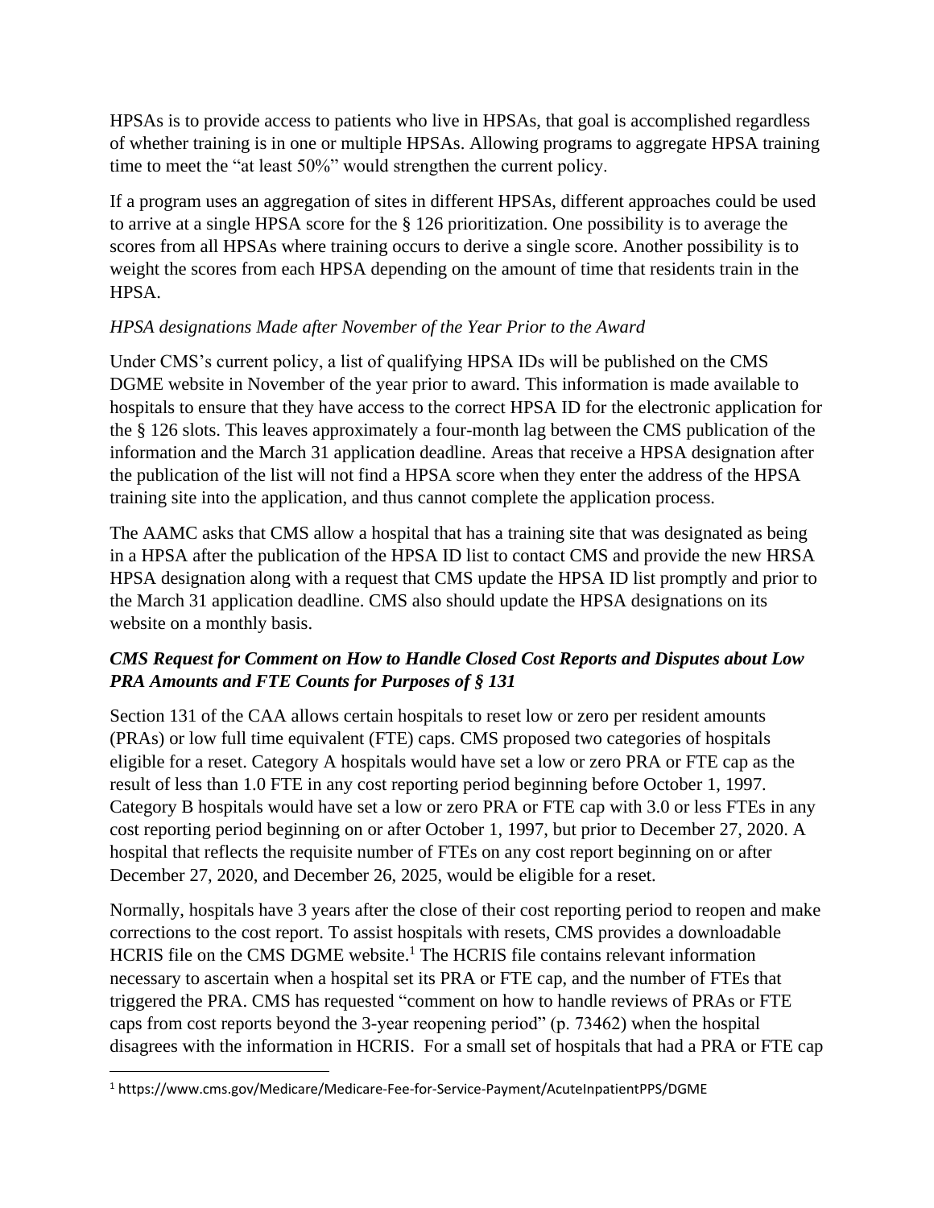HPSAs is to provide access to patients who live in HPSAs, that goal is accomplished regardless of whether training is in one or multiple HPSAs. Allowing programs to aggregate HPSA training time to meet the "at least 50%" would strengthen the current policy.

If a program uses an aggregation of sites in different HPSAs, different approaches could be used to arrive at a single HPSA score for the § 126 prioritization. One possibility is to average the scores from all HPSAs where training occurs to derive a single score. Another possibility is to weight the scores from each HPSA depending on the amount of time that residents train in the HPSA.

*HPSA designations Made after November of the Year Prior to the Award*

Under CMS's current policy, a list of qualifying HPSA IDs will be published on the CMS DGME website in November of the year prior to award. This information is made available to hospitals to ensure that they have access to the correct HPSA ID for the electronic application for the § 126 slots. This leaves approximately a four-month lag between the CMS publication of the information and the March 31 application deadline. Areas that receive a HPSA designation after the publication of the list will not find a HPSA score when they enter the address of the HPSA training site into the application, and thus cannot complete the application process.

The AAMC asks that CMS allow a hospital that has a training site that was designated as being in a HPSA after the publication of the HPSA ID list to contact CMS and provide the new HRSA HPSA designation along with a request that CMS update the HPSA ID list promptly and prior to the March 31 application deadline. CMS also should update the HPSA designations on its website on a monthly basis.

***CMS Request for Comment on How to Handle Closed Cost Reports and Disputes about Low PRA Amounts and FTE Counts for Purposes of § 131***

Section 131 of the CAA allows certain hospitals to reset low or zero per resident amounts (PRAs) or low full time equivalent (FTE) caps. CMS proposed two categories of hospitals eligible for a reset. Category A hospitals would have set a low or zero PRA or FTE cap as the result of less than 1.0 FTE in any cost reporting period beginning before October 1, 1997. Category B hospitals would have set a low or zero PRA or FTE cap with 3.0 or less FTEs in any cost reporting period beginning on or after October 1, 1997, but prior to December 27, 2020. A hospital that reflects the requisite number of FTEs on any cost report beginning on or after December 27, 2020, and December 26, 2025, would be eligible for a reset.

Normally, hospitals have 3 years after the close of their cost reporting period to reopen and make corrections to the cost report. To assist hospitals with resets, CMS provides a downloadable HCRIS file on the CMS DGME website.[1] The HCRIS file contains relevant information necessary to ascertain when a hospital set its PRA or FTE cap, and the number of FTEs that triggered the PRA. CMS has requested "comment on how to handle reviews of PRAs or FTE caps from cost reports beyond the 3-year reopening period" (p. 73462) when the hospital disagrees with the information in HCRIS. For a small set of hospitals that had a PRA or FTE cap

[1] https://www.cms.gov/Medicare/Medicare-Fee-for-Service-Payment/AcuteInpatientPPS/DGME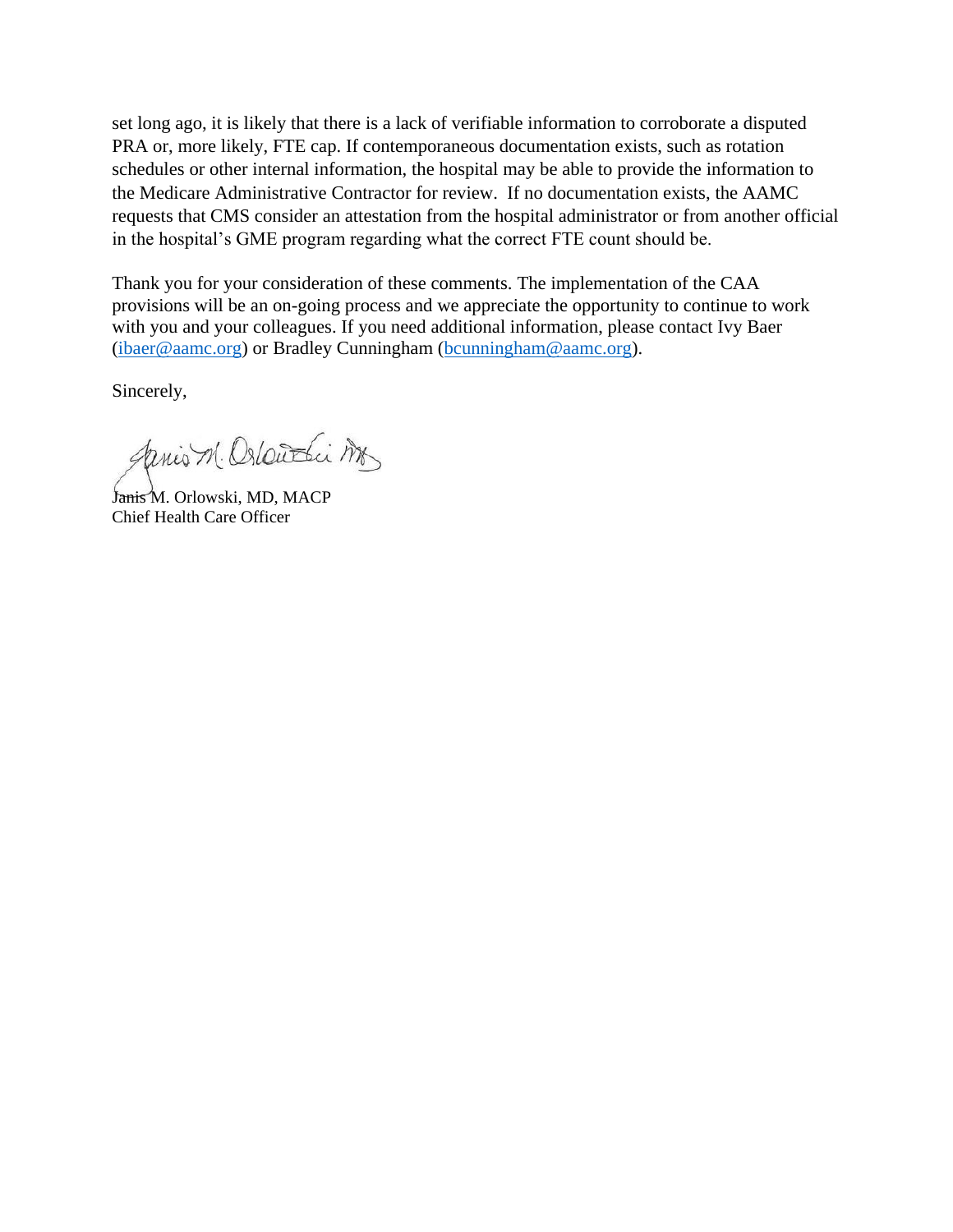set long ago, it is likely that there is a lack of verifiable information to corroborate a disputed PRA or, more likely, FTE cap. If contemporaneous documentation exists, such as rotation schedules or other internal information, the hospital may be able to provide the information to the Medicare Administrative Contractor for review. If no documentation exists, the AAMC requests that CMS consider an attestation from the hospital administrator or from another official in the hospital's GME program regarding what the correct FTE count should be.

Thank you for your consideration of these comments. The implementation of the CAA provisions will be an on-going process and we appreciate the opportunity to continue to work with you and your colleagues. If you need additional information, please contact Ivy Baer (ibaer@aamc.org) or Bradley Cunningham (bcunningham@aamc.org).

Sincerely,

Janis M. Orlowski, MD, MACP
Chief Health Care Officer